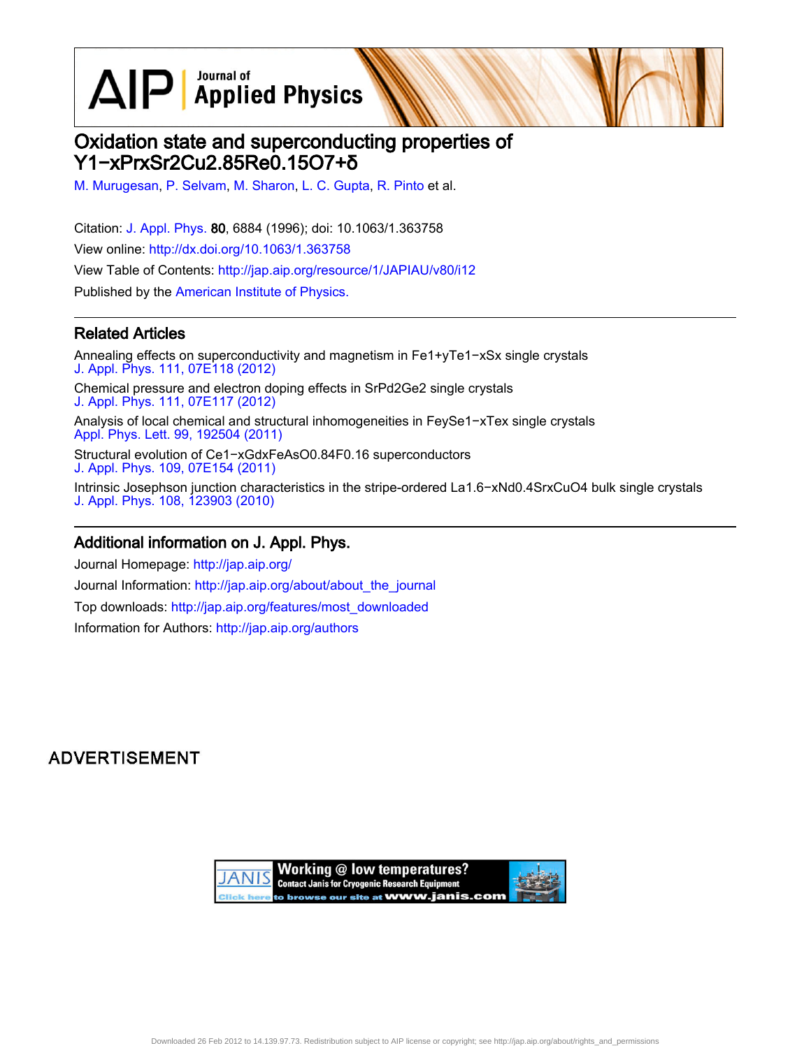# Oxidation state and superconducting properties of $Y_{1-x}Pr_xSr_2Cu_{2.85}Re_{0.15}O_{7+\delta}$

M. Murugesan, P. Selvam, M. Sharon, L. C. Gupta, R. Pinto et al.

Citation: J. Appl. Phys. **80**, 6884 (1996); doi: 10.1063/1.363758

View online: http://dx.doi.org/10.1063/1.363758

View Table of Contents: http://jap.aip.org/resource/1/JAPIAU/v80/i12

Published by the American Institute of Physics.

## Related Articles

Annealing effects on superconductivity and magnetism in $Fe_{1+y}Te_{1-x}S_x$ single crystals
J. Appl. Phys. 111, 07E118 (2012)

Chemical pressure and electron doping effects in $SrPd_2Ge_2$ single crystals
J. Appl. Phys. 111, 07E117 (2012)

Analysis of local chemical and structural inhomogeneities in $Fe_ySe_{1-x}Te_x$ single crystals
Appl. Phys. Lett. 99, 192504 (2011)

Structural evolution of $Ce_{1-x}Gd_xFeAsO_{0.84}F_{0.16}$ superconductors
J. Appl. Phys. 109, 07E154 (2011)

Intrinsic Josephson junction characteristics in the stripe-ordered $La_{1.6-x}Nd_{0.4}Sr_xCuO_4$ bulk single crystals
J. Appl. Phys. 108, 123903 (2010)

## Additional information on J. Appl. Phys.

Journal Homepage: http://jap.aip.org/

Journal Information: http://jap.aip.org/about/about_the_journal

Top downloads: http://jap.aip.org/features/most_downloaded

Information for Authors: http://jap.aip.org/authors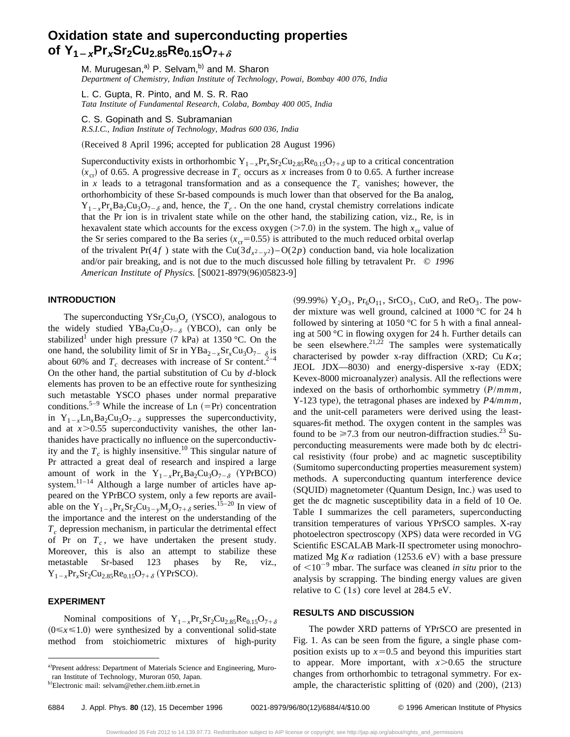# Oxidation state and superconducting properties of $Y_{1-x}Pr_xSr_2Cu_{2.85}Re_{0.15}O_{7+\delta}$

M. Murugesan,[a] P. Selvam,[b] and M. Sharon
*Department of Chemistry, Indian Institute of Technology, Powai, Bombay 400 076, India*

L. C. Gupta, R. Pinto, and M. S. R. Rao
*Tata Institute of Fundamental Research, Colaba, Bombay 400 005, India*

C. S. Gopinath and S. Subramanian
*R.S.I.C., Indian Institute of Technology, Madras 600 036, India*

(Received 8 April 1996; accepted for publication 28 August 1996)

Superconductivity exists in orthorhombic $Y_{1-x}Pr_xSr_2Cu_{2.85}Re_{0.15}O_{7+\delta}$ up to a critical concentration ($x_{cr}$) of 0.65. A progressive decrease in $T_c$ occurs as $x$ increases from 0 to 0.65. A further increase in $x$ leads to a tetragonal transformation and as a consequence the $T_c$ vanishes; however, the orthorhombicity of these Sr-based compounds is much lower than that observed for the Ba analog, $Y_{1-x}Pr_xBa_2Cu_3O_{7-\delta}$ and, hence, the $T_c$. On the one hand, crystal chemistry correlations indicate that the Pr ion is in trivalent state while on the other hand, the stabilizing cation, viz., Re, is in hexavalent state which accounts for the excess oxygen (>7.0) in the system. The high $x_{cr}$ value of the Sr series compared to the Ba series ($x_{cr}$=0.55) is attributed to the much reduced orbital overlap of the trivalent Pr(4$f$) state with the Cu($3d_{x^2-y^2}$)–O(2$p$) conduction band, via hole localization and/or pair breaking, and is not due to the much discussed hole filling by tetravalent Pr. © *1996 American Institute of Physics.* [S0021-8979(96)05823-9]

## INTRODUCTION

The superconducting $YSr_2Cu_3O_z$ (YSCO), analogous to the widely studied $YBa_2Cu_3O_{7-\delta}$ (YBCO), can only be stabilized[1] under high pressure (7 kPa) at 1350 °C. On the one hand, the solubility limit of Sr in $YBa_{2-x}Sr_xCu_3O_{7-\delta}$ is about 60% and $T_c$ decreases with increase of Sr content.[2–4] On the other hand, the partial substitution of Cu by $d$-block elements has proven to be an effective route for synthesizing such metastable YSCO phases under normal preparative conditions.[5–9] While the increase of Ln (=Pr) concentration in $Y_{1-x}Ln_xBa_2Cu_3O_{7-\delta}$ suppresses the superconductivity, and at $x$>0.55 superconductivity vanishes, the other lanthanides have practically no influence on the superconductivity and the $T_c$ is highly insensitive.[10] This singular nature of Pr attracted a great deal of research and inspired a large amount of work in the $Y_{1-x}Pr_xBa_2Cu_3O_{7-\delta}$ (YPrBCO) system.[11–14] Although a large number of articles have appeared on the YPrBCO system, only a few reports are available on the $Y_{1-x}Pr_xSr_2Cu_{3-y}M_yO_{7+\delta}$ series.[15–20] In view of the importance and the interest on the understanding of the $T_c$ depression mechanism, in particular the detrimental effect of Pr on $T_c$, we have undertaken the present study. Moreover, this is also an attempt to stabilize these metastable Sr-based 123 phases by Re, viz., $Y_{1-x}Pr_xSr_2Cu_{2.85}Re_{0.15}O_{7+\delta}$ (YPrSCO).

## EXPERIMENT

Nominal compositions of $Y_{1-x}Pr_xSr_2Cu_{2.85}Re_{0.15}O_{7+\delta}$ ($0 \leq x \leq 1.0$) were synthesized by a conventional solid-state method from stoichiometric mixtures of high-purity (99.99%) $Y_2O_3$, $Pr_6O_{11}$, $SrCO_3$, CuO, and $ReO_3$. The powder mixture was well ground, calcined at 1000 °C for 24 h followed by sintering at 1050 °C for 5 h with a final annealing at 500 °C in flowing oxygen for 24 h. Further details can be seen elsewhere.[21,22] The samples were systematically characterised by powder x-ray diffraction (XRD; Cu $K\alpha$; JEOL JDX—8030) and energy-dispersive x-ray (EDX; Kevex-8000 microanalyzer) analysis. All the reflections were indexed on the basis of orthorhombic symmetry ($P/mmm$, Y-123 type), the tetragonal phases are indexed by $P4/mmm$, and the unit-cell parameters were derived using the least-squares-fit method. The oxygen content in the samples was found to be ≥7.3 from our neutron-diffraction studies.[23] Superconducting measurements were made both by dc electrical resistivity (four probe) and ac magnetic susceptibility (Sumitomo superconducting properties measurement system) methods. A superconducting quantum interference device (SQUID) magnetometer (Quantum Design, Inc.) was used to get the dc magnetic susceptibility data in a field of 10 Oe. Table I summarizes the cell parameters, superconducting transition temperatures of various YPrSCO samples. X-ray photoelectron spectroscopy (XPS) data were recorded in VG Scientific ESCALAB Mark-II spectrometer using monochromatized Mg $K\alpha$ radiation (1253.6 eV) with a base pressure of $<10^{-9}$ mbar. The surface was cleaned *in situ* prior to the analysis by scrapping. The binding energy values are given relative to C (1$s$) core level at 284.5 eV.

## RESULTS AND DISCUSSION

The powder XRD patterns of YPrSCO are presented in Fig. 1. As can be seen from the figure, a single phase composition exists up to $x$=0.5 and beyond this impurities start to appear. More important, with $x$>0.65 the structure changes from orthorhombic to tetragonal symmetry. For example, the characteristic splitting of (020) and (200), (213)

[a]Present address: Department of Materials Science and Engineering, Muroran Institute of Technology, Muroran 050, Japan.
[b]Electronic mail: selvam@ether.chem.iitb.ernet.in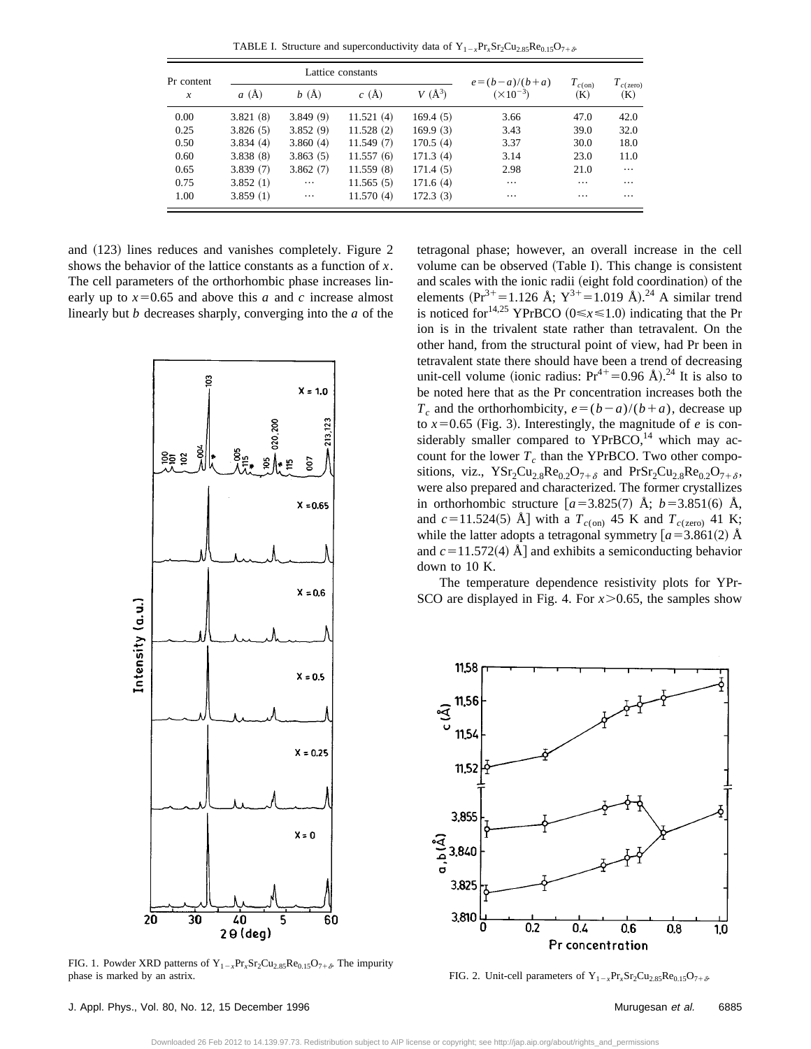TABLE I. Structure and superconductivity data of $Y_{1-x}Pr_xSr_2Cu_{2.85}Re_{0.15}O_{7+\delta}$.

| Pr content | Lattice constants | | | | $e=(b-a)/(b+a)$ | $T_{c(\mathrm{on})}$ | $T_{c(\mathrm{zero})}$ |
|---|---|---|---|---|---|---|---|
| $x$ | $a$ (Å) | $b$ (Å) | $c$ (Å) | $V$ (Å$^3$) | ($\times 10^{-3}$) | (K) | (K) |
| 0.00 | 3.821 (8) | 3.849 (9) | 11.521 (4) | 169.4 (5) | 3.66 | 47.0 | 42.0 |
| 0.25 | 3.826 (5) | 3.852 (9) | 11.528 (2) | 169.9 (3) | 3.43 | 39.0 | 32.0 |
| 0.50 | 3.834 (4) | 3.860 (4) | 11.549 (7) | 170.5 (4) | 3.37 | 30.0 | 18.0 |
| 0.60 | 3.838 (8) | 3.863 (5) | 11.557 (6) | 171.3 (4) | 3.14 | 23.0 | 11.0 |
| 0.65 | 3.839 (7) | 3.862 (7) | 11.559 (8) | 171.4 (5) | 2.98 | 21.0 | ⋯ |
| 0.75 | 3.852 (1) | ⋯ | 11.565 (5) | 171.6 (4) | ⋯ | ⋯ | ⋯ |
| 1.00 | 3.859 (1) | ⋯ | 11.570 (4) | 172.3 (3) | ⋯ | ⋯ | ⋯ |

and (123) lines reduces and vanishes completely. Figure 2 shows the behavior of the lattice constants as a function of $x$. The cell parameters of the orthorhombic phase increases linearly up to $x=0.65$ and above this $a$ and $c$ increase almost linearly but $b$ decreases sharply, converging into the $a$ of the tetragonal phase; however, an overall increase in the cell volume can be observed (Table I). This change is consistent and scales with the ionic radii (eight fold coordination) of the elements ($Pr^{3+}=1.126$ Å; $Y^{3+}=1.019$ Å).[24] A similar trend is noticed for[14,25] YPrBCO ($0\leq x\leq 1.0$) indicating that the Pr ion is in the trivalent state rather than tetravalent. On the other hand, from the structural point of view, had Pr been in tetravalent state there should have been a trend of decreasing unit-cell volume (ionic radius: $Pr^{4+}=0.96$ Å).[24] It is also to be noted here that as the Pr concentration increases both the $T_c$ and the orthorhombicity, $e=(b-a)/(b+a)$, decrease up to $x=0.65$ (Fig. 3). Interestingly, the magnitude of $e$ is considerably smaller compared to YPrBCO,[14] which may account for the lower $T_c$ than the YPrBCO. Two other compositions, viz., $YSr_2Cu_{2.8}Re_{0.2}O_{7+\delta}$ and $PrSr_2Cu_{2.8}Re_{0.2}O_{7+\delta}$, were also prepared and characterized. The former crystallizes in orthorhombic structure [$a=3.825(7)$ Å; $b=3.851(6)$ Å, and $c=11.524(5)$ Å] with a $T_{c(\mathrm{on})}$ 45 K and $T_{c(\mathrm{zero})}$ 41 K; while the latter adopts a tetragonal symmetry [$a=3.861(2)$ Å and $c=11.572(4)$ Å] and exhibits a semiconducting behavior down to 10 K.

The temperature dependence resistivity plots for YPrSCO are displayed in Fig. 4. For $x>0.65$, the samples show

FIG. 1. Powder XRD patterns of $Y_{1-x}Pr_xSr_2Cu_{2.85}Re_{0.15}O_{7+\delta}$. The impurity phase is marked by an astrix.

FIG. 2. Unit-cell parameters of $Y_{1-x}Pr_xSr_2Cu_{2.85}Re_{0.15}O_{7+\delta}$.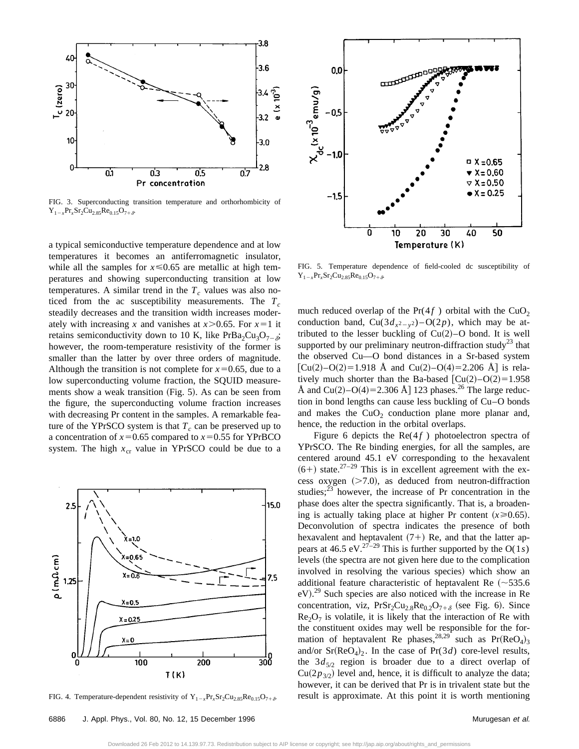FIG. 3. Superconducting transition temperature and orthorhombicity of $Y_{1-x}Pr_xSr_2Cu_{2.85}Re_{0.15}O_{7+\delta}$.

a typical semiconductive temperature dependence and at low temperatures it becomes an antiferromagnetic insulator, while all the samples for $x \leqslant 0.65$ are metallic at high temperatures and showing superconducting transition at low temperatures. A similar trend in the $T_c$ values was also noticed from the ac susceptibility measurements. The $T_c$ steadily decreases and the transition width increases moderately with increasing $x$ and vanishes at $x > 0.65$. For $x = 1$ it retains semiconductivity down to 10 K, like $PrBa_2Cu_3O_{7-\delta}$; however, the room-temperature resistivity of the former is smaller than the latter by over three orders of magnitude. Although the transition is not complete for $x = 0.65$, due to a low superconducting volume fraction, the SQUID measurements show a weak transition (Fig. 5). As can be seen from the figure, the superconducting volume fraction increases with decreasing Pr content in the samples. A remarkable feature of the YPrSCO system is that $T_c$ can be preserved up to a concentration of $x = 0.65$ compared to $x = 0.55$ for YPrBCO system. The high $x_{cr}$ value in YPrSCO could be due to a much reduced overlap of the Pr($4f$) orbital with the $CuO_2$ conduction band, Cu($3d_{x^2-y^2}$)–O($2p$), which may be attributed to the lesser buckling of Cu(2)–O bond. It is well supported by our preliminary neutron-diffraction study[23] that the observed Cu—O bond distances in a Sr-based system [Cu(2)–O(2) = 1.918 Å and Cu(2)–O(4) = 2.206 Å] is relatively much shorter than the Ba-based [Cu(2)–O(2) = 1.958 Å and Cu(2)–O(4) = 2.306 Å] 123 phases.[26] The large reduction in bond lengths can cause less buckling of Cu–O bonds and makes the $CuO_2$ conduction plane more planar and, hence, the reduction in the orbital overlaps.

FIG. 4. Temperature-dependent resistivity of $Y_{1-x}Pr_xSr_2Cu_{2.85}Re_{0.15}O_{7+\delta}$.

FIG. 5. Temperature dependence of field-cooled dc susceptibility of $Y_{1-x}Pr_xSr_2Cu_{2.85}Re_{0.15}O_{7+\delta}$.

Figure 6 depicts the Re($4f$) photoelectron spectra of YPrSCO. The Re binding energies, for all the samples, are centered around 45.1 eV corresponding to the hexavalent (6+) state.[27–29] This is in excellent agreement with the excess oxygen (>7.0), as deduced from neutron-diffraction studies;[23] however, the increase of Pr concentration in the phase does alter the spectra significantly. That is, a broadening is actually taking place at higher Pr content ($x \geqslant 0.65$). Deconvolution of spectra indicates the presence of both hexavalent and heptavalent (7+) Re, and that the latter appears at 46.5 eV.[27–29] This is further supported by the O($1s$) levels (the spectra are not given here due to the complication involved in resolving the various species) which show an additional feature characteristic of heptavalent Re (~535.6 eV).[29] Such species are also noticed with the increase in Re concentration, viz, $PrSr_2Cu_{2.8}Re_{0.2}O_{7+\delta}$ (see Fig. 6). Since $Re_2O_7$ is volatile, it is likely that the interaction of Re with the constituent oxides may well be responsible for the formation of heptavalent Re phases,[28,29] such as $Pr(ReO_4)_3$ and/or $Sr(ReO_4)_2$. In the case of Pr($3d$) core-level results, the $3d_{5/2}$ region is broader due to a direct overlap of Cu($2p_{3/2}$) level and, hence, it is difficult to analyze the data; however, it can be derived that Pr is in trivalent state but the result is approximate. At this point it is worth mentioning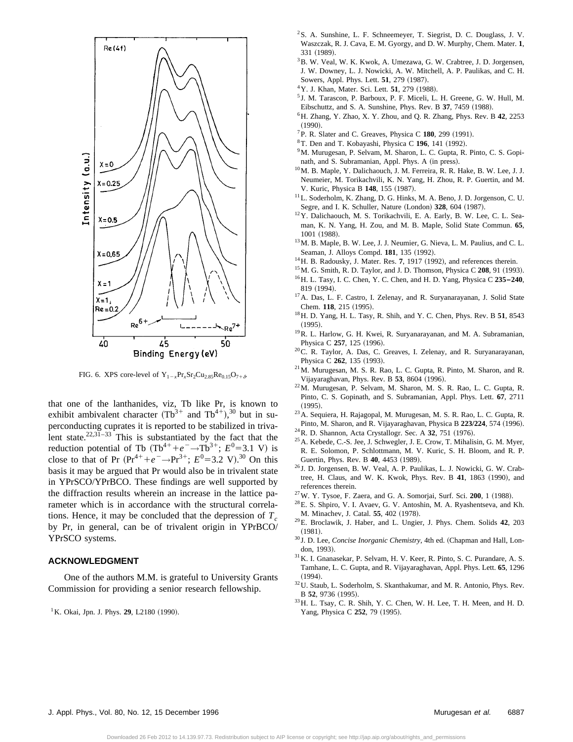Re (4f)

Intensity (a.u.)

X=0

X=0.25

X=0.5

X=0.65

X=1

X=1;
Re=0.2

$Re^{6+}$

$Re^{7+}$

40

45

50

Binding Energy (eV)

FIG. 6. XPS core-level of $Y_{1-x}Pr_xSr_2Cu_{2.85}Re_{0.15}O_{7+\delta}$.

that one of the lanthanides, viz, Tb like Pr, is known to exhibit ambivalent character ($Tb^{3+}$ and $Tb^{4+}$),[30] but in superconducting cuprates it is reported to be stabilized in trivalent state.[22,31–33] This is substantiated by the fact that the reduction potential of Tb ($Tb^{4+}+e^- \rightarrow Tb^{3+}$; $E^0=3.1$ V) is close to that of Pr ($Pr^{4+}+e^- \rightarrow Pr^{3+}$; $E^0=3.2$ V).[30] On this basis it may be argued that Pr would also be in trivalent state in YPrSCO/YPrBCO. These findings are well supported by the diffraction results wherein an increase in the lattice parameter which is in accordance with the structural correlations. Hence, it may be concluded that the depression of $T_c$ by Pr, in general, can be of trivalent origin in YPrBCO/YPrSCO systems.

## ACKNOWLEDGMENT

One of the authors M.M. is grateful to University Grants Commission for providing a senior research fellowship.

[1] K. Okai, Jpn. J. Phys. **29**, L2180 (1990).
[2] S. A. Sunshine, L. F. Schneemeyer, T. Siegrist, D. C. Douglass, J. V. Waszczak, R. J. Cava, E. M. Gyorgy, and D. W. Murphy, Chem. Mater. **1**, 331 (1989).
[3] B. W. Veal, W. K. Kwok, A. Umezawa, G. W. Crabtree, J. D. Jorgensen, J. W. Downey, L. J. Nowicki, A. W. Mitchell, A. P. Paulikas, and C. H. Sowers, Appl. Phys. Lett. **51**, 279 (1987).
[4] Y. J. Khan, Mater. Sci. Lett. **51**, 279 (1988).
[5] J. M. Tarascon, P. Barboux, P. F. Miceli, L. H. Greene, G. W. Hull, M. Eibschuttz, and S. A. Sunshine, Phys. Rev. B **37**, 7459 (1988).
[6] H. Zhang, Y. Zhao, X. Y. Zhou, and Q. R. Zhang, Phys. Rev. B **42**, 2253 (1990).
[7] P. R. Slater and C. Greaves, Physica C **180**, 299 (1991).
[8] T. Den and T. Kobayashi, Physica C **196**, 141 (1992).
[9] M. Murugesan, P. Selvam, M. Sharon, L. C. Gupta, R. Pinto, C. S. Gopinath, and S. Subramanian, Appl. Phys. A (in press).
[10] M. B. Maple, Y. Dalichaouch, J. M. Ferreira, R. R. Hake, B. W. Lee, J. J. Neumeier, M. Torikachvili, K. N. Yang, H. Zhou, R. P. Guertin, and M. V. Kuric, Physica B **148**, 155 (1987).
[11] L. Soderholm, K. Zhang, D. G. Hinks, M. A. Beno, J. D. Jorgenson, C. U. Segre, and I. K. Schuller, Nature (London) **328**, 604 (1987).
[12] Y. Dalichaouch, M. S. Torikachvili, E. A. Early, B. W. Lee, C. L. Seaman, K. N. Yang, H. Zou, and M. B. Maple, Solid State Commun. **65**, 1001 (1988).
[13] M. B. Maple, B. W. Lee, J. J. Neumier, G. Nieva, L. M. Paulius, and C. L. Seaman, J. Alloys Compd. **181**, 135 (1992).
[14] H. B. Radousky, J. Mater. Res. **7**, 1917 (1992), and references therein.
[15] M. G. Smith, R. D. Taylor, and J. D. Thomson, Physica C **208**, 91 (1993).
[16] H. L. Tasy, I. C. Chen, Y. C. Chen, and H. D. Yang, Physica C **235–240**, 819 (1994).
[17] A. Das, L. F. Castro, I. Zelenay, and R. Suryanarayanan, J. Solid State Chem. **118**, 215 (1995).
[18] H. D. Yang, H. L. Tasy, R. Shih, and Y. C. Chen, Phys. Rev. B **51**, 8543 (1995).
[19] R. L. Harlow, G. H. Kwei, R. Suryanarayanan, and M. A. Subramanian, Physica C **257**, 125 (1996).
[20] C. R. Taylor, A. Das, C. Greaves, I. Zelenay, and R. Suryanarayanan, Physica C **262**, 135 (1993).
[21] M. Murugesan, M. S. R. Rao, L. C. Gupta, R. Pinto, M. Sharon, and R. Vijayaraghavan, Phys. Rev. B **53**, 8604 (1996).
[22] M. Murugesan, P. Selvam, M. Sharon, M. S. R. Rao, L. C. Gupta, R. Pinto, C. S. Gopinath, and S. Subramanian, Appl. Phys. Lett. **67**, 2711 (1995).
[23] A. Sequiera, H. Rajagopal, M. Murugesan, M. S. R. Rao, L. C. Gupta, R. Pinto, M. Sharon, and R. Vijayaraghavan, Physica B **223/224**, 574 (1996).
[24] R. D. Shannon, Acta Crystallogr. Sec. A **32**, 751 (1976).
[25] A. Kebede, C.-S. Jee, J. Schwegler, J. E. Crow, T. Mihalisin, G. M. Myer, R. E. Solomon, P. Schlottmann, M. V. Kuric, S. H. Bloom, and R. P. Guertin, Phys. Rev. B **40**, 4453 (1989).
[26] J. D. Jorgensen, B. W. Veal, A. P. Paulikas, L. J. Nowicki, G. W. Crabtree, H. Claus, and W. K. Kwok, Phys. Rev. B **41**, 1863 (1990), and references therein.
[27] W. Y. Tysoe, F. Zaera, and G. A. Somorjai, Surf. Sci. **200**, 1 (1988).
[28] E. S. Shpiro, V. I. Avaev, G. V. Antoshin, M. A. Ryashentseva, and Kh. M. Minachev, J. Catal. **55**, 402 (1978).
[29] E. Broclawik, J. Haber, and L. Ungier, J. Phys. Chem. Solids **42**, 203 (1981).
[30] J. D. Lee, *Concise Inorganic Chemistry*, 4th ed. (Chapman and Hall, London, 1993).
[31] K. I. Gnanasekar, P. Selvam, H. V. Keer, R. Pinto, S. C. Purandare, A. S. Tamhane, L. C. Gupta, and R. Vijayaraghavan, Appl. Phys. Lett. **65**, 1296 (1994).
[32] U. Staub, L. Soderholm, S. Skanthakumar, and M. R. Antonio, Phys. Rev. B **52**, 9736 (1995).
[33] H. L. Tsay, C. R. Shih, Y. C. Chen, W. H. Lee, T. H. Meen, and H. D. Yang, Physica C **252**, 79 (1995).